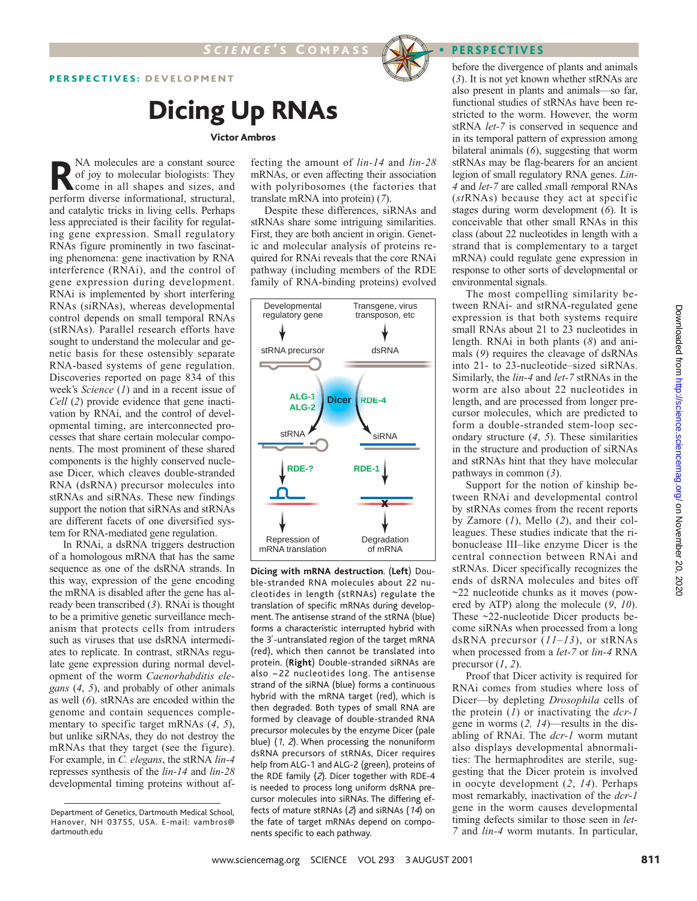PERSPECTIVES: DEVELOPMENT

# Dicing Up RNAs

**Victor Ambros**

RNA molecules are a constant source of joy to molecular biologists: They come in all shapes and sizes, and perform diverse informational, structural, and catalytic tricks in living cells. Perhaps less appreciated is their facility for regulating gene expression. Small regulatory RNAs figure prominently in two fascinating phenomena: gene inactivation by RNA interference (RNAi), and the control of gene expression during development. RNAi is implemented by short interfering RNAs (siRNAs), whereas developmental control depends on small temporal RNAs (stRNAs). Parallel research efforts have sought to understand the molecular and genetic basis for these ostensibly separate RNA-based systems of gene regulation. Discoveries reported on page 834 of this week's *Science* (1) and in a recent issue of *Cell* (2) provide evidence that gene inactivation by RNAi, and the control of developmental timing, are interconnected processes that share certain molecular components. The most prominent of these shared components is the highly conserved nuclease Dicer, which cleaves double-stranded RNA (dsRNA) precursor molecules into stRNAs and siRNAs. These new findings support the notion that siRNAs and stRNAs are different facets of one diversified system for RNA-mediated gene regulation.

In RNAi, a dsRNA triggers destruction of a homologous mRNA that has the same sequence as one of the dsRNA strands. In this way, expression of the gene encoding the mRNA is disabled after the gene has already been transcribed (3). RNAi is thought to be a primitive genetic surveillance mechanism that protects cells from intruders such as viruses that use dsRNA intermediates to replicate. In contrast, stRNAs regulate gene expression during normal development of the worm *Caenorhabditis elegans* (4, 5), and probably of other animals as well (6). stRNAs are encoded within the genome and contain sequences complementary to specific target mRNAs (4, 5), but unlike siRNAs, they do not destroy the mRNAs that they target (see the figure). For example, in *C. elegans*, the stRNA *lin-4* represses synthesis of the *lin-14* and *lin-28* developmental timing proteins without affecting the amount of *lin-14* and *lin-28* mRNAs, or even affecting their association with polyribosomes (the factories that translate mRNA into protein) (7).

Despite these differences, siRNAs and stRNAs share some intriguing similarities. First, they are both ancient in origin. Genetic and molecular analysis of proteins required for RNAi reveals that the core RNAi pathway (including members of the RDE family of RNA-binding proteins) evolved before the divergence of plants and animals (3). It is not yet known whether stRNAs are also present in plants and animals—so far, functional studies of stRNAs have been restricted to the worm. However, the worm stRNA *let-7* is conserved in sequence and in its temporal pattern of expression among bilateral animals (6), suggesting that worm stRNAs may be flag-bearers for an ancient legion of small regulatory RNA genes. *Lin-4* and *let-7* are called *s*mall *t*emporal RNAs (*st*RNAs) because they act at specific stages during worm development (6). It is conceivable that other small RNAs in this class (about 22 nucleotides in length with a strand that is complementary to a target mRNA) could regulate gene expression in response to other sorts of developmental or environmental signals.

Developmental regulatory gene → stRNA precursor → (ALG-1, ALG-2, Dicer) → stRNA → (RDE-?) → Repression of mRNA translation

Transgene, virus transposon, etc → dsRNA → (Dicer, RDE-4) → siRNA → (RDE-1) → Degradation of mRNA

**Dicing with mRNA destruction.** (**Left**) Double-stranded RNA molecules about 22 nucleotides in length (stRNAs) regulate the translation of specific mRNAs during development. The antisense strand of the stRNA (blue) forms a characteristic interrupted hybrid with the 3′-untranslated region of the target mRNA (red), which then cannot be translated into protein. (**Right**) Double-stranded siRNAs are also ~22 nucleotides long. The antisense strand of the siRNA (blue) forms a continuous hybrid with the mRNA target (red), which is then degraded. Both types of small RNA are formed by cleavage of double-stranded RNA precursor molecules by the enzyme Dicer (pale blue) (*1*, *2*). When processing the nonuniform dsRNA precursors of stRNAs, Dicer requires help from ALG-1 and ALG-2 (green), proteins of the RDE family (*2*). Dicer together with RDE-4 is needed to process long uniform dsRNA precursor molecules into siRNAs. The differing effects of mature stRNAs (*2*) and siRNAs (*14*) on the fate of target mRNAs depend on components specific to each pathway.

The most compelling similarity between RNAi- and stRNA-regulated gene expression is that both systems require small RNAs about 21 to 23 nucleotides in length. RNAi in both plants (8) and animals (9) requires the cleavage of dsRNAs into 21- to 23-nucleotide–sized siRNAs. Similarly, the *lin-4* and *let-7* stRNAs in the worm are also about 22 nucleotides in length, and are processed from longer precursor molecules, which are predicted to form a double-stranded stem-loop secondary structure (4, 5). These similarities in the structure and production of siRNAs and stRNAs hint that they have molecular pathways in common (3).

Support for the notion of kinship between RNAi and developmental control by stRNAs comes from the recent reports by Zamore (1), Mello (2), and their colleagues. These studies indicate that the ribonuclease III–like enzyme Dicer is the central connection between RNAi and stRNAs. Dicer specifically recognizes the ends of dsRNA molecules and bites off ~22 nucleotide chunks as it moves (powered by ATP) along the molecule (9, 10). These ~22-nucleotide Dicer products become siRNAs when processed from a long dsRNA precursor (*11*–*13*), or stRNAs when processed from a *let-7* or *lin-4* RNA precursor (1, 2).

Proof that Dicer activity is required for RNAi comes from studies where loss of Dicer—by depleting *Drosophila* cells of the protein (*1*) or inactivating the *dcr-1* gene in worms (*2*, *14*)—results in the disabling of RNAi. The *dcr-1* worm mutant also displays developmental abnormalities: The hermaphrodites are sterile, suggesting that the Dicer protein is involved in oocyte development (2, 14). Perhaps most remarkably, inactivation of the *dcr-1* gene in the worm causes developmental timing defects similar to those seen in *let-7* and *lin-4* worm mutants. In particular,

Department of Genetics, Dartmouth Medical School, Hanover, NH 03755, USA. E-mail: vambros@dartmouth.edu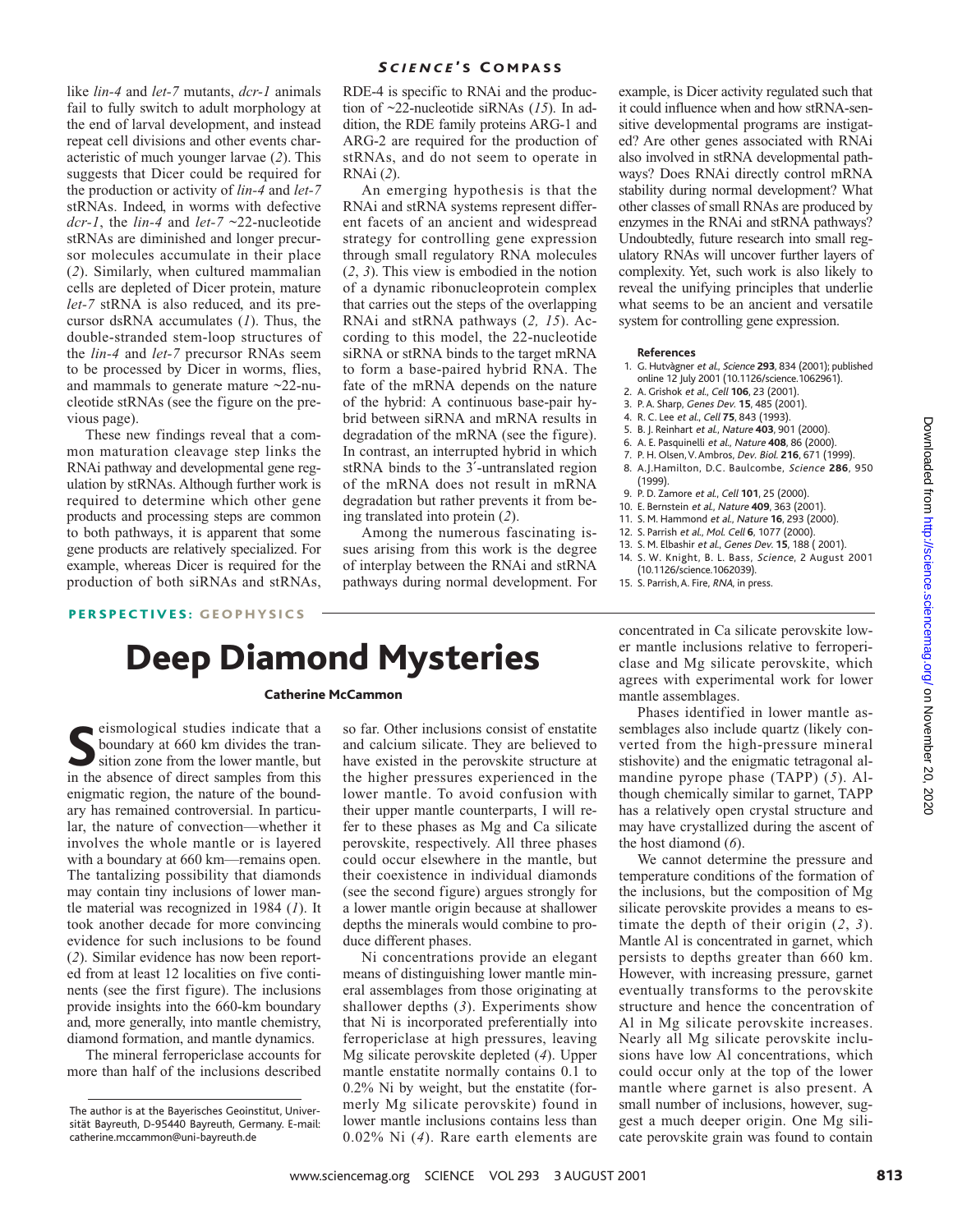like *lin-4* and *let-7* mutants, *dcr-1* animals fail to fully switch to adult morphology at the end of larval development, and instead repeat cell divisions and other events characteristic of much younger larvae (*2*). This suggests that Dicer could be required for the production or activity of *lin-4* and *let-7* stRNAs. Indeed, in worms with defective *dcr-1*, the *lin-4* and *let-7* ~22-nucleotide stRNAs are diminished and longer precursor molecules accumulate in their place (*2*). Similarly, when cultured mammalian cells are depleted of Dicer protein, mature *let-7* stRNA is also reduced, and its precursor dsRNA accumulates (*1*). Thus, the double-stranded stem-loop structures of the *lin-4* and *let-7* precursor RNAs seem to be processed by Dicer in worms, flies, and mammals to generate mature ~22-nucleotide stRNAs (see the figure on the previous page).

These new findings reveal that a common maturation cleavage step links the RNAi pathway and developmental gene regulation by stRNAs. Although further work is required to determine which other gene products and processing steps are common to both pathways, it is apparent that some gene products are relatively specialized. For example, whereas Dicer is required for the production of both siRNAs and stRNAs, RDE-4 is specific to RNAi and the production of ~22-nucleotide siRNAs (*15*). In addition, the RDE family proteins ARG-1 and ARG-2 are required for the production of stRNAs, and do not seem to operate in RNAi (*2*).

An emerging hypothesis is that the RNAi and stRNA systems represent different facets of an ancient and widespread strategy for controlling gene expression through small regulatory RNA molecules (*2*, *3*). This view is embodied in the notion of a dynamic ribonucleoprotein complex that carries out the steps of the overlapping RNAi and stRNA pathways (*2, 15*). According to this model, the 22-nucleotide siRNA or stRNA binds to the target mRNA to form a base-paired hybrid RNA. The fate of the mRNA depends on the nature of the hybrid: A continuous base-pair hybrid between siRNA and mRNA results in degradation of the mRNA (see the figure). In contrast, an interrupted hybrid in which stRNA binds to the 3′-untranslated region of the mRNA does not result in mRNA degradation but rather prevents it from being translated into protein (*2*).

Among the numerous fascinating issues arising from this work is the degree of interplay between the RNAi and stRNA pathways during normal development. For example, is Dicer activity regulated such that it could influence when and how stRNA-sensitive developmental programs are instigated? Are other genes associated with RNAi also involved in stRNA developmental pathways? Does RNAi directly control mRNA stability during normal development? What other classes of small RNAs are produced by enzymes in the RNAi and stRNA pathways? Undoubtedly, future research into small regulatory RNAs will uncover further layers of complexity. Yet, such work is also likely to reveal the unifying principles that underlie what seems to be an ancient and versatile system for controlling gene expression.

#### References

1. G. Hutvágner *et al.*, *Science* **293**, 834 (2001); published online 12 July 2001 (10.1126/science.1062961).
2. A. Grishok *et al.*, *Cell* **106**, 23 (2001).
3. P. A. Sharp, *Genes Dev.* **15**, 485 (2001).
4. R. C. Lee *et al.*, *Cell* **75**, 843 (1993).
5. B. J. Reinhart *et al.*, *Nature* **403**, 901 (2000).
6. A. E. Pasquinelli *et al.*, *Nature* **408**, 86 (2000).
7. P. H. Olsen, V. Ambros, *Dev. Biol.* **216**, 671 (1999).
8. A. J. Hamilton, D.C. Baulcombe, *Science* **286**, 950 (1999).
9. P. D. Zamore *et al.*, *Cell* **101**, 25 (2000).
10. E. Bernstein *et al.*, *Nature* **409**, 363 (2001).
11. S. M. Hammond *et al.*, *Nature* **16**, 293 (2000).
12. S. Parrish *et al.*, *Mol. Cell* **6**, 1077 (2000).
13. S. M. Elbashir *et al.*, *Genes Dev.* **15**, 188 ( 2001).
14. S. W. Knight, B. L. Bass, *Science*, 2 August 2001 (10.1126/science.1062039).
15. S. Parrish, A. Fire, *RNA*, in press.

**PERSPECTIVES: GEOPHYSICS**

# Deep Diamond Mysteries

**Catherine McCammon**

Seismological studies indicate that a boundary at 660 km divides the transition zone from the lower mantle, but in the absence of direct samples from this enigmatic region, the nature of the boundary has remained controversial. In particular, the nature of convection—whether it involves the whole mantle or is layered with a boundary at 660 km—remains open. The tantalizing possibility that diamonds may contain tiny inclusions of lower mantle material was recognized in 1984 (*1*). It took another decade for more convincing evidence for such inclusions to be found (*2*). Similar evidence has now been reported from at least 12 localities on five continents (see the first figure). The inclusions provide insights into the 660-km boundary and, more generally, into mantle chemistry, diamond formation, and mantle dynamics.

The mineral ferropericlase accounts for more than half of the inclusions described so far. Other inclusions consist of enstatite and calcium silicate. They are believed to have existed in the perovskite structure at the higher pressures experienced in the lower mantle. To avoid confusion with their upper mantle counterparts, I will refer to these phases as Mg and Ca silicate perovskite, respectively. All three phases could occur elsewhere in the mantle, but their coexistence in individual diamonds (see the second figure) argues strongly for a lower mantle origin because at shallower depths the minerals would combine to produce different phases.

Ni concentrations provide an elegant means of distinguishing lower mantle mineral assemblages from those originating at shallower depths (*3*). Experiments show that Ni is incorporated preferentially into ferropericlase at high pressures, leaving Mg silicate perovskite depleted (*4*). Upper mantle enstatite normally contains 0.1 to 0.2% Ni by weight, but the enstatite (formerly Mg silicate perovskite) found in lower mantle inclusions contains less than 0.02% Ni (*4*). Rare earth elements are concentrated in Ca silicate perovskite lower mantle inclusions relative to ferropericlase and Mg silicate perovskite, which agrees with experimental work for lower mantle assemblages.

Phases identified in lower mantle assemblages also include quartz (likely converted from the high-pressure mineral stishovite) and the enigmatic tetragonal almandine pyrope phase (TAPP) (*5*). Although chemically similar to garnet, TAPP has a relatively open crystal structure and may have crystallized during the ascent of the host diamond (*6*).

We cannot determine the pressure and temperature conditions of the formation of the inclusions, but the composition of Mg silicate perovskite provides a means to estimate the depth of their origin (*2*, *3*). Mantle Al is concentrated in garnet, which persists to depths greater than 660 km. However, with increasing pressure, garnet eventually transforms to the perovskite structure and hence the concentration of Al in Mg silicate perovskite increases. Nearly all Mg silicate perovskite inclusions have low Al concentrations, which could occur only at the top of the lower mantle where garnet is also present. A small number of inclusions, however, suggest a much deeper origin. One Mg silicate perovskite grain was found to contain

The author is at the Bayerisches Geoinstitut, Universität Bayreuth, D-95440 Bayreuth, Germany. E-mail: catherine.mccammon@uni-bayreuth.de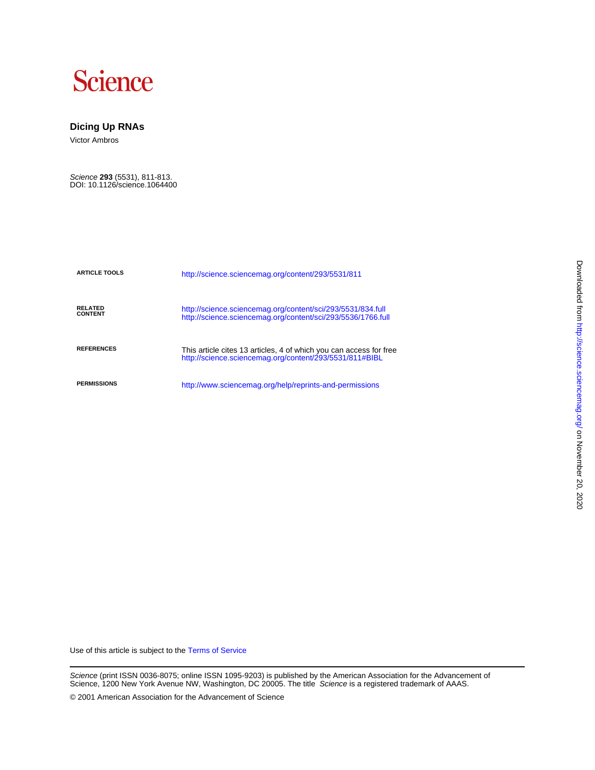# Science

## Dicing Up RNAs

Victor Ambros

*Science* **293** (5531), 811-813.
DOI: 10.1126/science.1064400

| | |
|---|---|
| **ARTICLE TOOLS** | http://science.sciencemag.org/content/293/5531/811 |
| **RELATED CONTENT** | http://science.sciencemag.org/content/sci/293/5531/834.full<br>http://science.sciencemag.org/content/sci/293/5536/1766.full |
| **REFERENCES** | This article cites 13 articles, 4 of which you can access for free<br>http://science.sciencemag.org/content/293/5531/811#BIBL |
| **PERMISSIONS** | http://www.sciencemag.org/help/reprints-and-permissions |

Downloaded from http://science.sciencemag.org/ on November 20, 2020

Use of this article is subject to the Terms of Service

*Science* (print ISSN 0036-8075; online ISSN 1095-9203) is published by the American Association for the Advancement of Science, 1200 New York Avenue NW, Washington, DC 20005. The title *Science* is a registered trademark of AAAS.

© 2001 American Association for the Advancement of Science